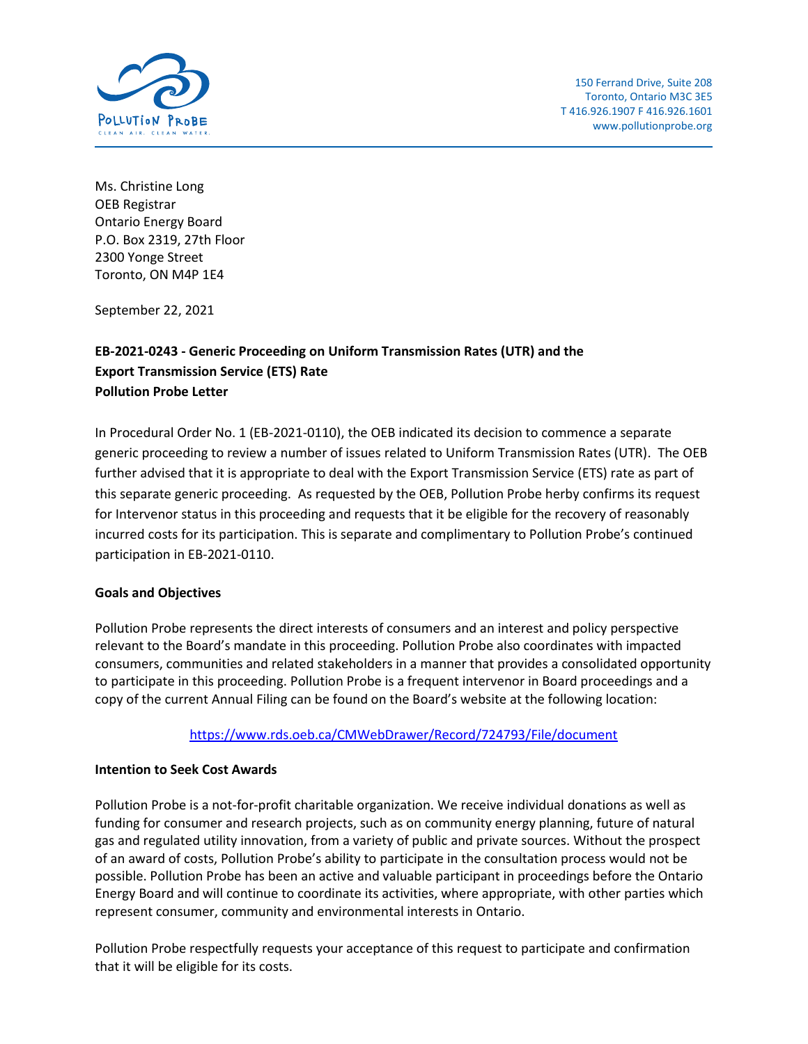POLLUTION PROBE
CLEAN AIR. CLEAN WATER.

150 Ferrand Drive, Suite 208
Toronto, Ontario M3C 3E5
T 416.926.1907 F 416.926.1601
www.pollutionprobe.org

Ms. Christine Long
OEB Registrar
Ontario Energy Board
P.O. Box 2319, 27th Floor
2300 Yonge Street
Toronto, ON M4P 1E4

September 22, 2021

**EB-2021-0243 - Generic Proceeding on Uniform Transmission Rates (UTR) and the Export Transmission Service (ETS) Rate**
**Pollution Probe Letter**

In Procedural Order No. 1 (EB-2021-0110), the OEB indicated its decision to commence a separate generic proceeding to review a number of issues related to Uniform Transmission Rates (UTR). The OEB further advised that it is appropriate to deal with the Export Transmission Service (ETS) rate as part of this separate generic proceeding. As requested by the OEB, Pollution Probe herby confirms its request for Intervenor status in this proceeding and requests that it be eligible for the recovery of reasonably incurred costs for its participation. This is separate and complimentary to Pollution Probe's continued participation in EB-2021-0110.

**Goals and Objectives**

Pollution Probe represents the direct interests of consumers and an interest and policy perspective relevant to the Board's mandate in this proceeding. Pollution Probe also coordinates with impacted consumers, communities and related stakeholders in a manner that provides a consolidated opportunity to participate in this proceeding. Pollution Probe is a frequent intervenor in Board proceedings and a copy of the current Annual Filing can be found on the Board's website at the following location:

https://www.rds.oeb.ca/CMWebDrawer/Record/724793/File/document

**Intention to Seek Cost Awards**

Pollution Probe is a not-for-profit charitable organization. We receive individual donations as well as funding for consumer and research projects, such as on community energy planning, future of natural gas and regulated utility innovation, from a variety of public and private sources. Without the prospect of an award of costs, Pollution Probe's ability to participate in the consultation process would not be possible. Pollution Probe has been an active and valuable participant in proceedings before the Ontario Energy Board and will continue to coordinate its activities, where appropriate, with other parties which represent consumer, community and environmental interests in Ontario.

Pollution Probe respectfully requests your acceptance of this request to participate and confirmation that it will be eligible for its costs.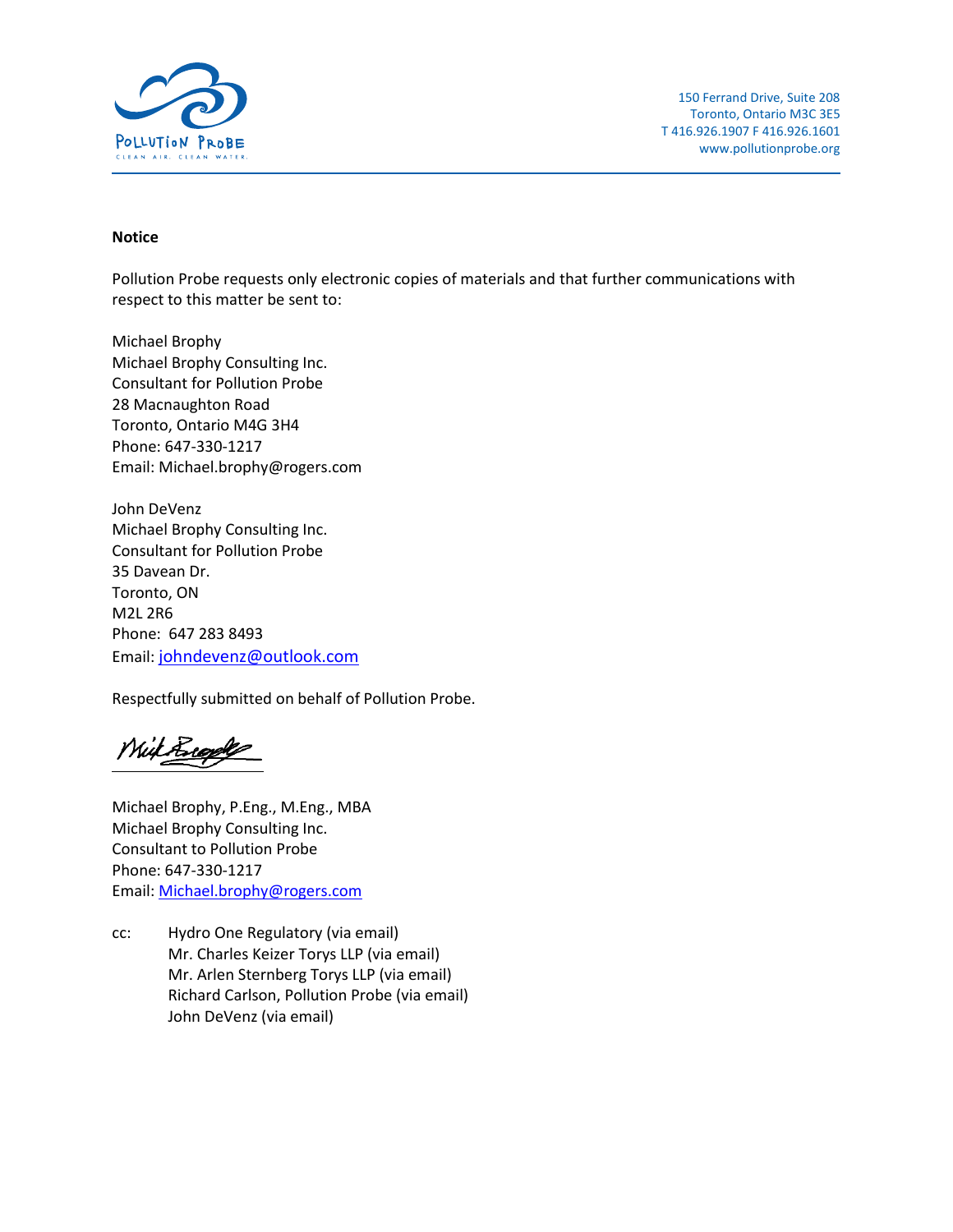150 Ferrand Drive, Suite 208
Toronto, Ontario M3C 3E5
T 416.926.1907 F 416.926.1601
www.pollutionprobe.org

**Notice**

Pollution Probe requests only electronic copies of materials and that further communications with respect to this matter be sent to:

Michael Brophy
Michael Brophy Consulting Inc.
Consultant for Pollution Probe
28 Macnaughton Road
Toronto, Ontario M4G 3H4
Phone: 647-330-1217
Email: Michael.brophy@rogers.com

John DeVenz
Michael Brophy Consulting Inc.
Consultant for Pollution Probe
35 Davean Dr.
Toronto, ON
M2L 2R6
Phone: 647 283 8493
Email: johndevenz@outlook.com

Respectfully submitted on behalf of Pollution Probe.

Michael Brophy, P.Eng., M.Eng., MBA
Michael Brophy Consulting Inc.
Consultant to Pollution Probe
Phone: 647-330-1217
Email: Michael.brophy@rogers.com

cc: Hydro One Regulatory (via email)
Mr. Charles Keizer Torys LLP (via email)
Mr. Arlen Sternberg Torys LLP (via email)
Richard Carlson, Pollution Probe (via email)
John DeVenz (via email)